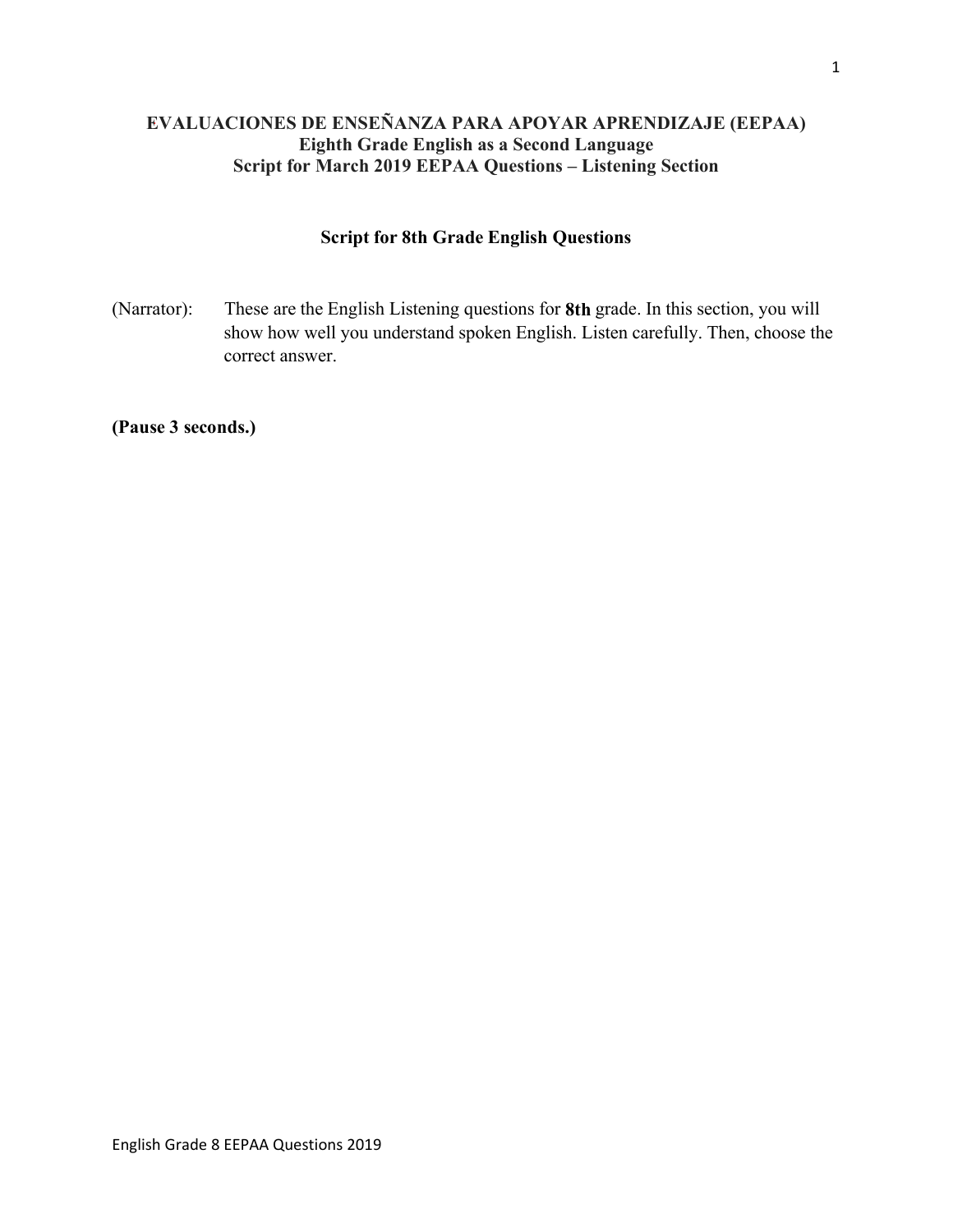**EVALUACIONES DE ENSEÑANZA PARA APOYAR APRENDIZAJE (EEPAA)**
**Eighth Grade English as a Second Language**
**Script for March 2019 EEPAA Questions – Listening Section**

## Script for 8th Grade English Questions

(Narrator): These are the English Listening questions for **8th** grade. In this section, you will show how well you understand spoken English. Listen carefully. Then, choose the correct answer.

**(Pause 3 seconds.)**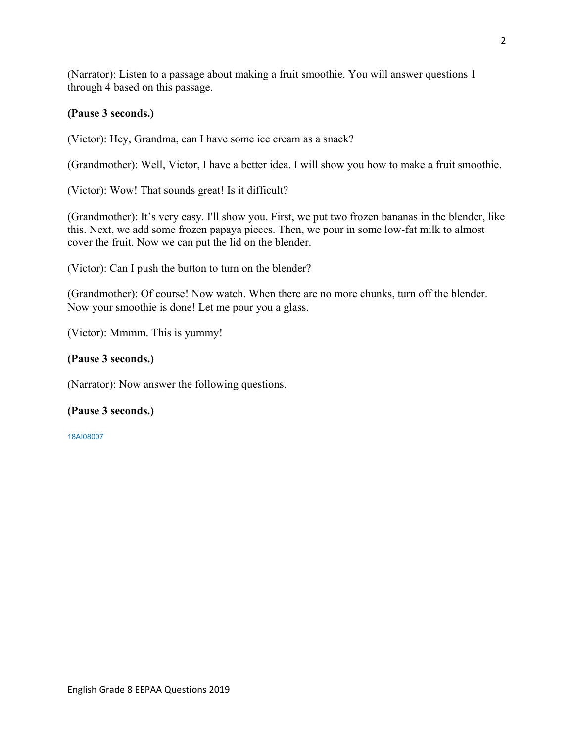(Narrator): Listen to a passage about making a fruit smoothie. You will answer questions 1 through 4 based on this passage.

**(Pause 3 seconds.)**

(Victor): Hey, Grandma, can I have some ice cream as a snack?

(Grandmother): Well, Victor, I have a better idea. I will show you how to make a fruit smoothie.

(Victor): Wow! That sounds great! Is it difficult?

(Grandmother): It's very easy. I'll show you. First, we put two frozen bananas in the blender, like this. Next, we add some frozen papaya pieces. Then, we pour in some low-fat milk to almost cover the fruit. Now we can put the lid on the blender.

(Victor): Can I push the button to turn on the blender?

(Grandmother): Of course! Now watch. When there are no more chunks, turn off the blender. Now your smoothie is done! Let me pour you a glass.

(Victor): Mmmm. This is yummy!

**(Pause 3 seconds.)**

(Narrator): Now answer the following questions.

**(Pause 3 seconds.)**

18AI08007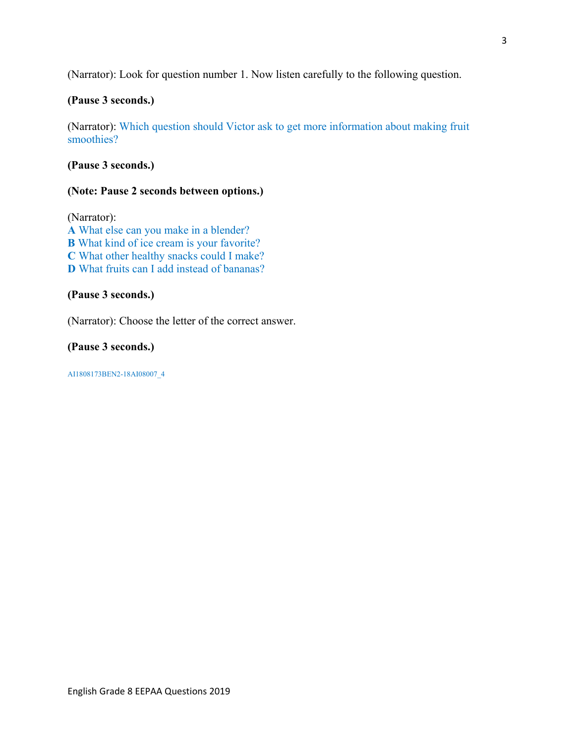(Narrator): Look for question number 1. Now listen carefully to the following question.

**(Pause 3 seconds.)**

(Narrator): Which question should Victor ask to get more information about making fruit smoothies?

**(Pause 3 seconds.)**

**(Note: Pause 2 seconds between options.)**

(Narrator):
**A** What else can you make in a blender?
**B** What kind of ice cream is your favorite?
**C** What other healthy snacks could I make?
**D** What fruits can I add instead of bananas?

**(Pause 3 seconds.)**

(Narrator): Choose the letter of the correct answer.

**(Pause 3 seconds.)**

AI1808173BEN2-18AI08007_4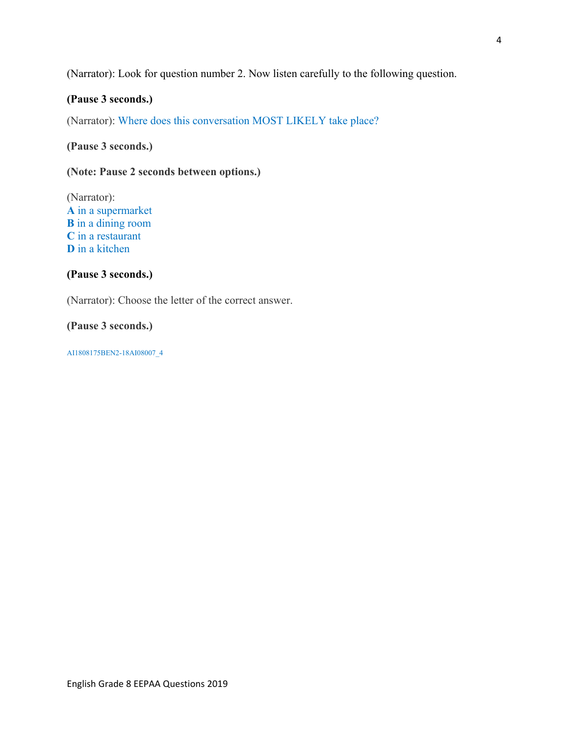(Narrator): Look for question number 2. Now listen carefully to the following question.

**(Pause 3 seconds.)**

(Narrator): Where does this conversation MOST LIKELY take place?

**(Pause 3 seconds.)**

**(Note: Pause 2 seconds between options.)**

(Narrator):
**A** in a supermarket
**B** in a dining room
**C** in a restaurant
**D** in a kitchen

**(Pause 3 seconds.)**

(Narrator): Choose the letter of the correct answer.

**(Pause 3 seconds.)**

AI1808175BEN2-18AI08007_4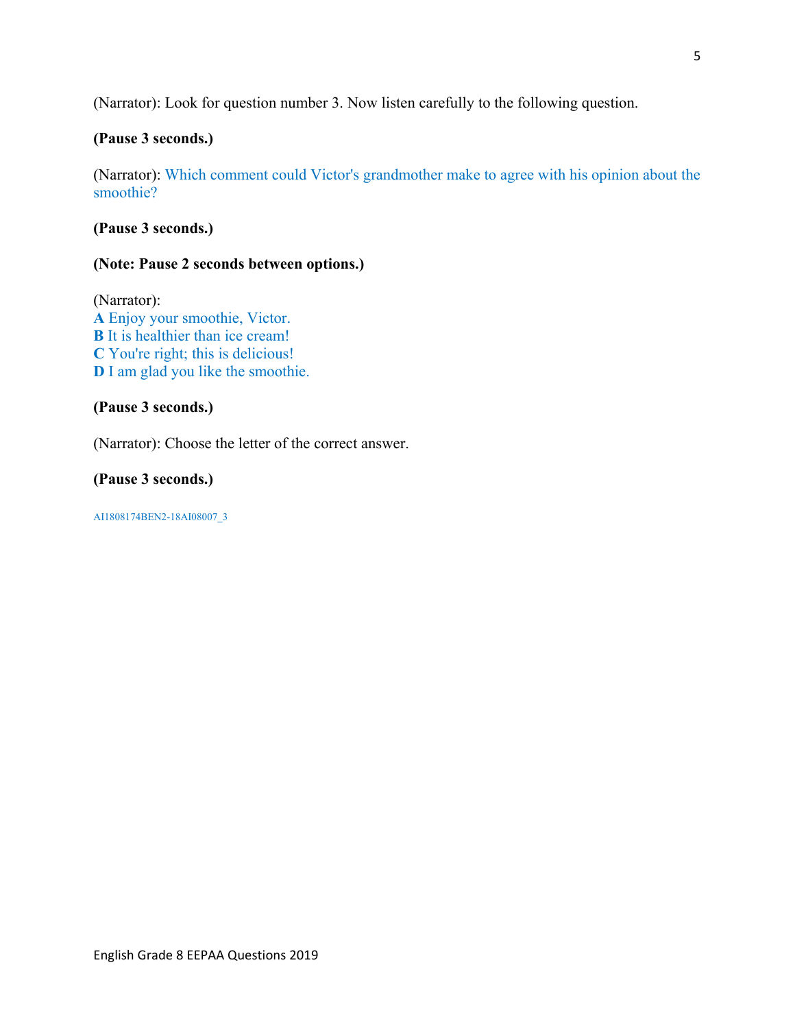(Narrator): Look for question number 3. Now listen carefully to the following question.

**(Pause 3 seconds.)**

(Narrator): Which comment could Victor's grandmother make to agree with his opinion about the smoothie?

**(Pause 3 seconds.)**

**(Note: Pause 2 seconds between options.)**

(Narrator):
**A** Enjoy your smoothie, Victor.
**B** It is healthier than ice cream!
**C** You're right; this is delicious!
**D** I am glad you like the smoothie.

**(Pause 3 seconds.)**

(Narrator): Choose the letter of the correct answer.

**(Pause 3 seconds.)**

AI1808174BEN2-18AI08007_3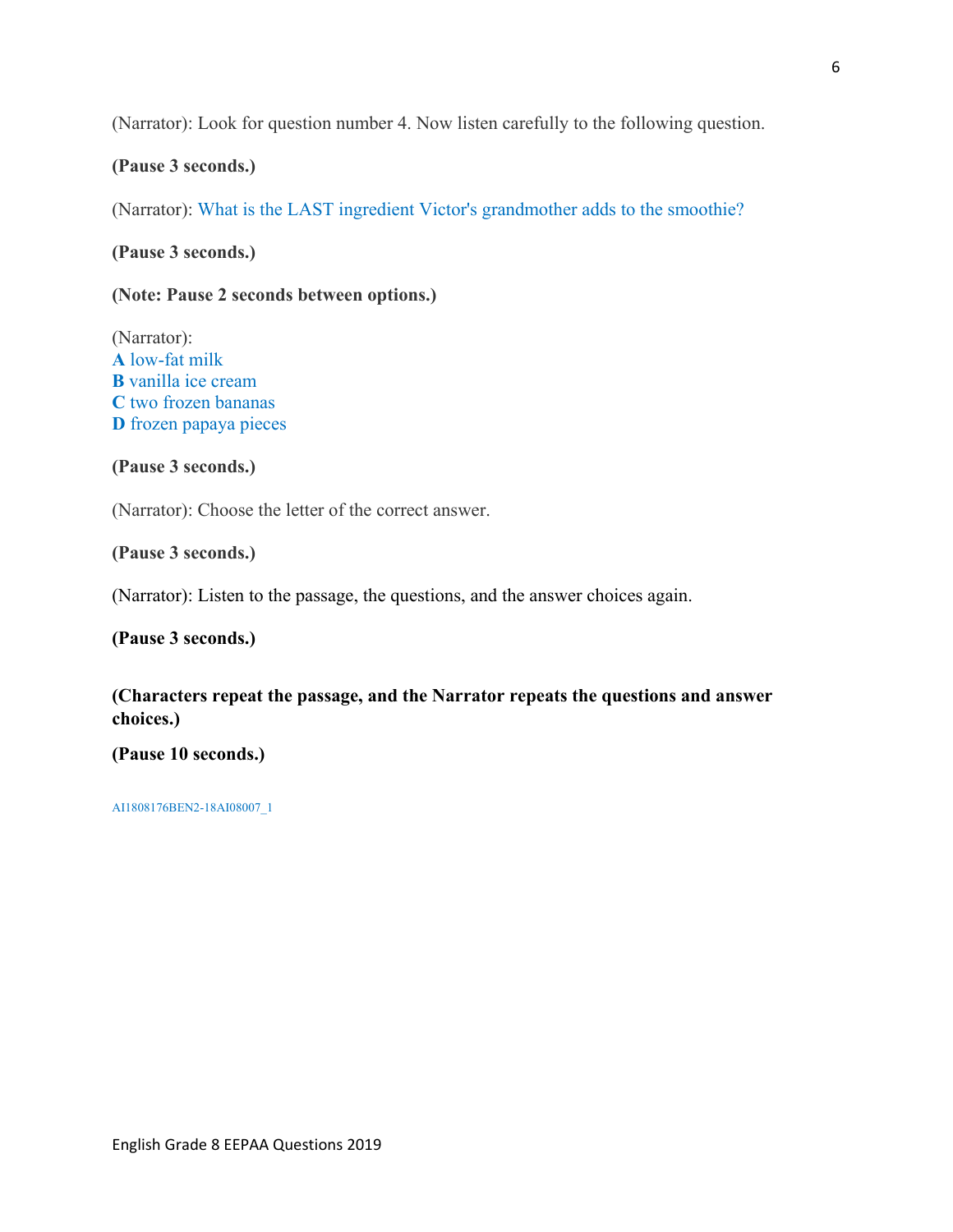(Narrator): Look for question number 4. Now listen carefully to the following question.

**(Pause 3 seconds.)**

(Narrator): What is the LAST ingredient Victor's grandmother adds to the smoothie?

**(Pause 3 seconds.)**

**(Note: Pause 2 seconds between options.)**

(Narrator):
**A** low-fat milk
**B** vanilla ice cream
**C** two frozen bananas
**D** frozen papaya pieces

**(Pause 3 seconds.)**

(Narrator): Choose the letter of the correct answer.

**(Pause 3 seconds.)**

(Narrator): Listen to the passage, the questions, and the answer choices again.

**(Pause 3 seconds.)**

**(Characters repeat the passage, and the Narrator repeats the questions and answer choices.)**

**(Pause 10 seconds.)**

AI1808176BEN2-18AI08007_1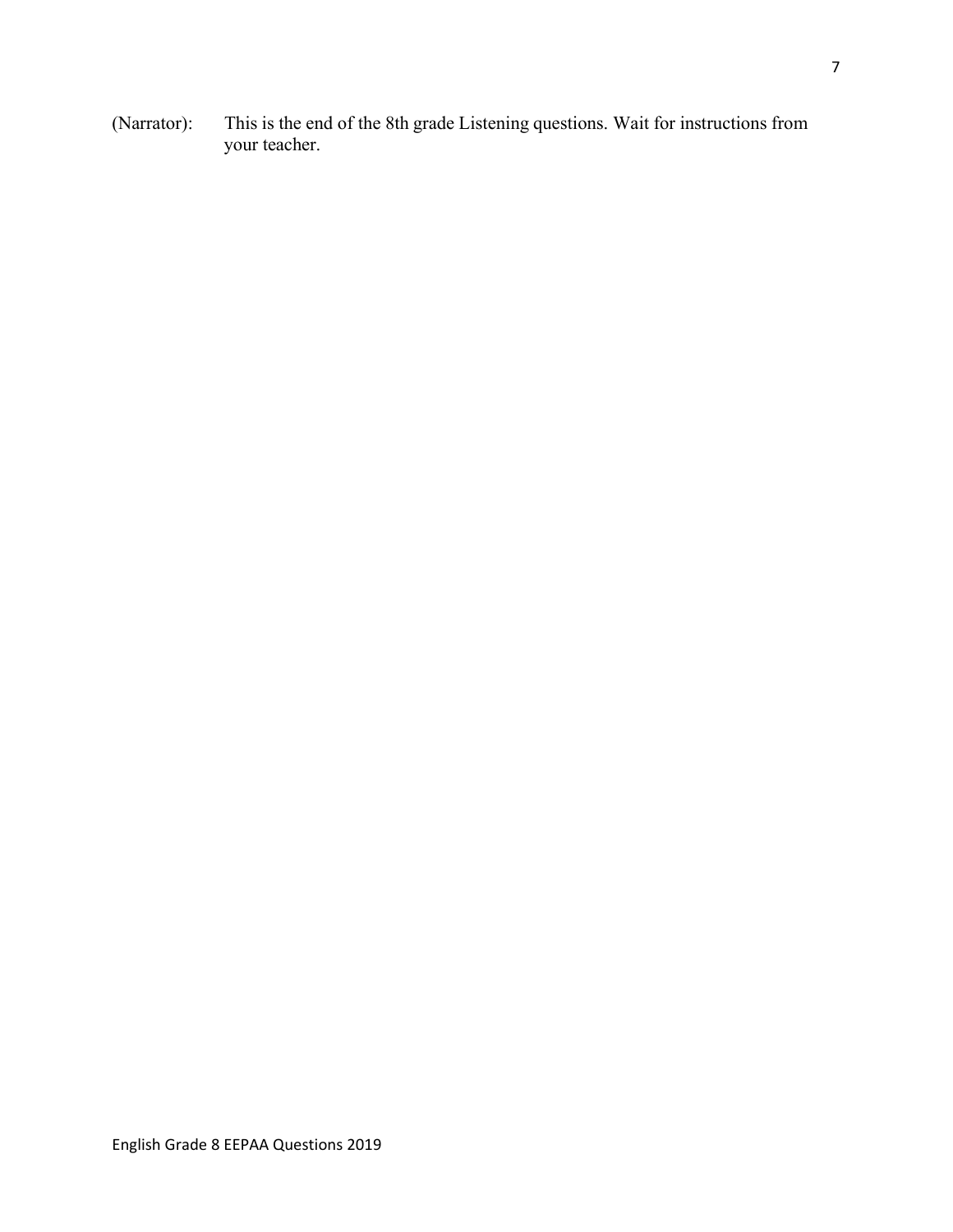(Narrator): This is the end of the 8th grade Listening questions. Wait for instructions from your teacher.